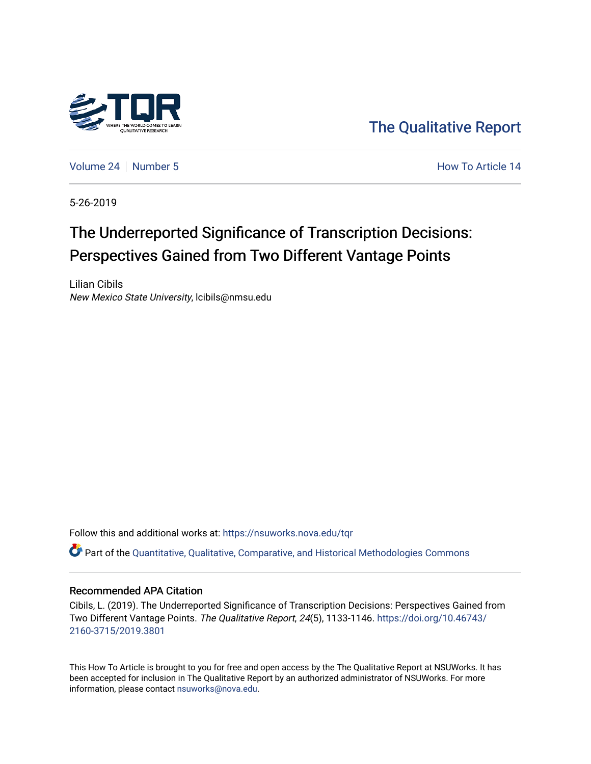The Qualitative Report

Volume 24 | Number 5 — How To Article 14

5-26-2019

# The Underreported Significance of Transcription Decisions: Perspectives Gained from Two Different Vantage Points

Lilian Cibils
*New Mexico State University*, lcibils@nmsu.edu

Follow this and additional works at: https://nsuworks.nova.edu/tqr

Part of the Quantitative, Qualitative, Comparative, and Historical Methodologies Commons

## Recommended APA Citation

Cibils, L. (2019). The Underreported Significance of Transcription Decisions: Perspectives Gained from Two Different Vantage Points. *The Qualitative Report*, *24*(5), 1133-1146. https://doi.org/10.46743/2160-3715/2019.3801

This How To Article is brought to you for free and open access by the The Qualitative Report at NSUWorks. It has been accepted for inclusion in The Qualitative Report by an authorized administrator of NSUWorks. For more information, please contact nsuworks@nova.edu.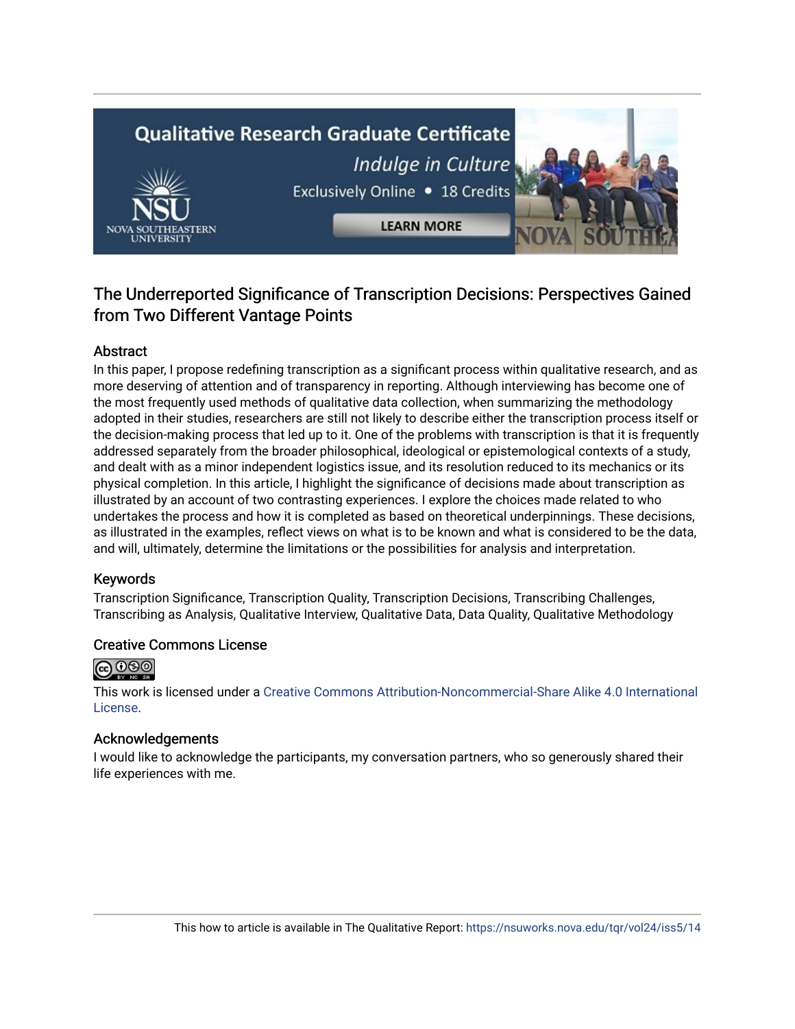## The Underreported Significance of Transcription Decisions: Perspectives Gained from Two Different Vantage Points

### Abstract

In this paper, I propose redefining transcription as a significant process within qualitative research, and as more deserving of attention and of transparency in reporting. Although interviewing has become one of the most frequently used methods of qualitative data collection, when summarizing the methodology adopted in their studies, researchers are still not likely to describe either the transcription process itself or the decision-making process that led up to it. One of the problems with transcription is that it is frequently addressed separately from the broader philosophical, ideological or epistemological contexts of a study, and dealt with as a minor independent logistics issue, and its resolution reduced to its mechanics or its physical completion. In this article, I highlight the significance of decisions made about transcription as illustrated by an account of two contrasting experiences. I explore the choices made related to who undertakes the process and how it is completed as based on theoretical underpinnings. These decisions, as illustrated in the examples, reflect views on what is to be known and what is considered to be the data, and will, ultimately, determine the limitations or the possibilities for analysis and interpretation.

### Keywords

Transcription Significance, Transcription Quality, Transcription Decisions, Transcribing Challenges, Transcribing as Analysis, Qualitative Interview, Qualitative Data, Data Quality, Qualitative Methodology

### Creative Commons License

This work is licensed under a Creative Commons Attribution-Noncommercial-Share Alike 4.0 International License.

### Acknowledgements

I would like to acknowledge the participants, my conversation partners, who so generously shared their life experiences with me.

This how to article is available in The Qualitative Report: https://nsuworks.nova.edu/tqr/vol24/iss5/14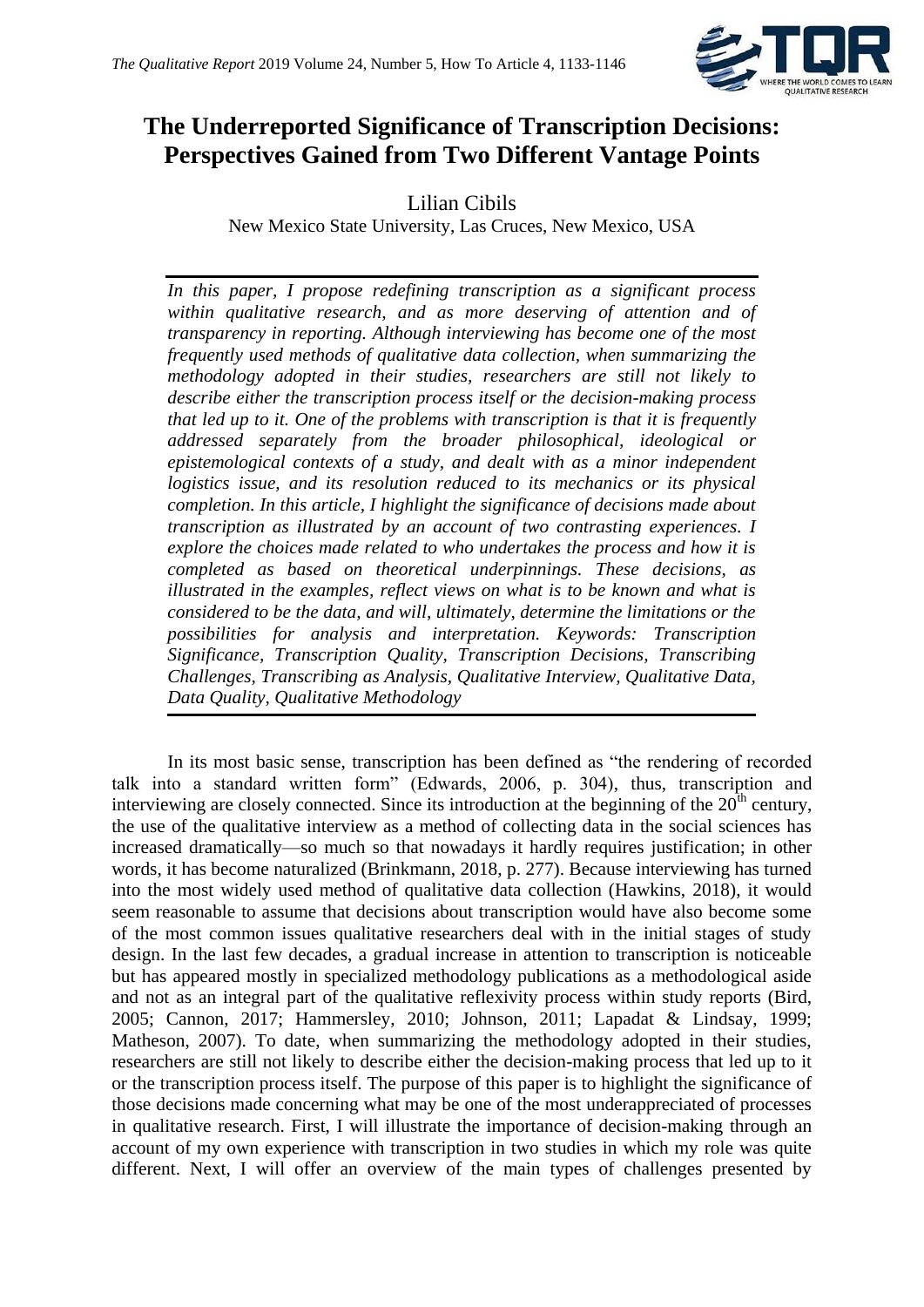# The Underreported Significance of Transcription Decisions: Perspectives Gained from Two Different Vantage Points

Lilian Cibils

New Mexico State University, Las Cruces, New Mexico, USA

*In this paper, I propose redefining transcription as a significant process within qualitative research, and as more deserving of attention and of transparency in reporting. Although interviewing has become one of the most frequently used methods of qualitative data collection, when summarizing the methodology adopted in their studies, researchers are still not likely to describe either the transcription process itself or the decision-making process that led up to it. One of the problems with transcription is that it is frequently addressed separately from the broader philosophical, ideological or epistemological contexts of a study, and dealt with as a minor independent logistics issue, and its resolution reduced to its mechanics or its physical completion. In this article, I highlight the significance of decisions made about transcription as illustrated by an account of two contrasting experiences. I explore the choices made related to who undertakes the process and how it is completed as based on theoretical underpinnings. These decisions, as illustrated in the examples, reflect views on what is to be known and what is considered to be the data, and will, ultimately, determine the limitations or the possibilities for analysis and interpretation. Keywords: Transcription Significance, Transcription Quality, Transcription Decisions, Transcribing Challenges, Transcribing as Analysis, Qualitative Interview, Qualitative Data, Data Quality, Qualitative Methodology*

In its most basic sense, transcription has been defined as "the rendering of recorded talk into a standard written form" (Edwards, 2006, p. 304), thus, transcription and interviewing are closely connected. Since its introduction at the beginning of the 20th century, the use of the qualitative interview as a method of collecting data in the social sciences has increased dramatically—so much so that nowadays it hardly requires justification; in other words, it has become naturalized (Brinkmann, 2018, p. 277). Because interviewing has turned into the most widely used method of qualitative data collection (Hawkins, 2018), it would seem reasonable to assume that decisions about transcription would have also become some of the most common issues qualitative researchers deal with in the initial stages of study design. In the last few decades, a gradual increase in attention to transcription is noticeable but has appeared mostly in specialized methodology publications as a methodological aside and not as an integral part of the qualitative reflexivity process within study reports (Bird, 2005; Cannon, 2017; Hammersley, 2010; Johnson, 2011; Lapadat & Lindsay, 1999; Matheson, 2007). To date, when summarizing the methodology adopted in their studies, researchers are still not likely to describe either the decision-making process that led up to it or the transcription process itself. The purpose of this paper is to highlight the significance of those decisions made concerning what may be one of the most underappreciated of processes in qualitative research. First, I will illustrate the importance of decision-making through an account of my own experience with transcription in two studies in which my role was quite different. Next, I will offer an overview of the main types of challenges presented by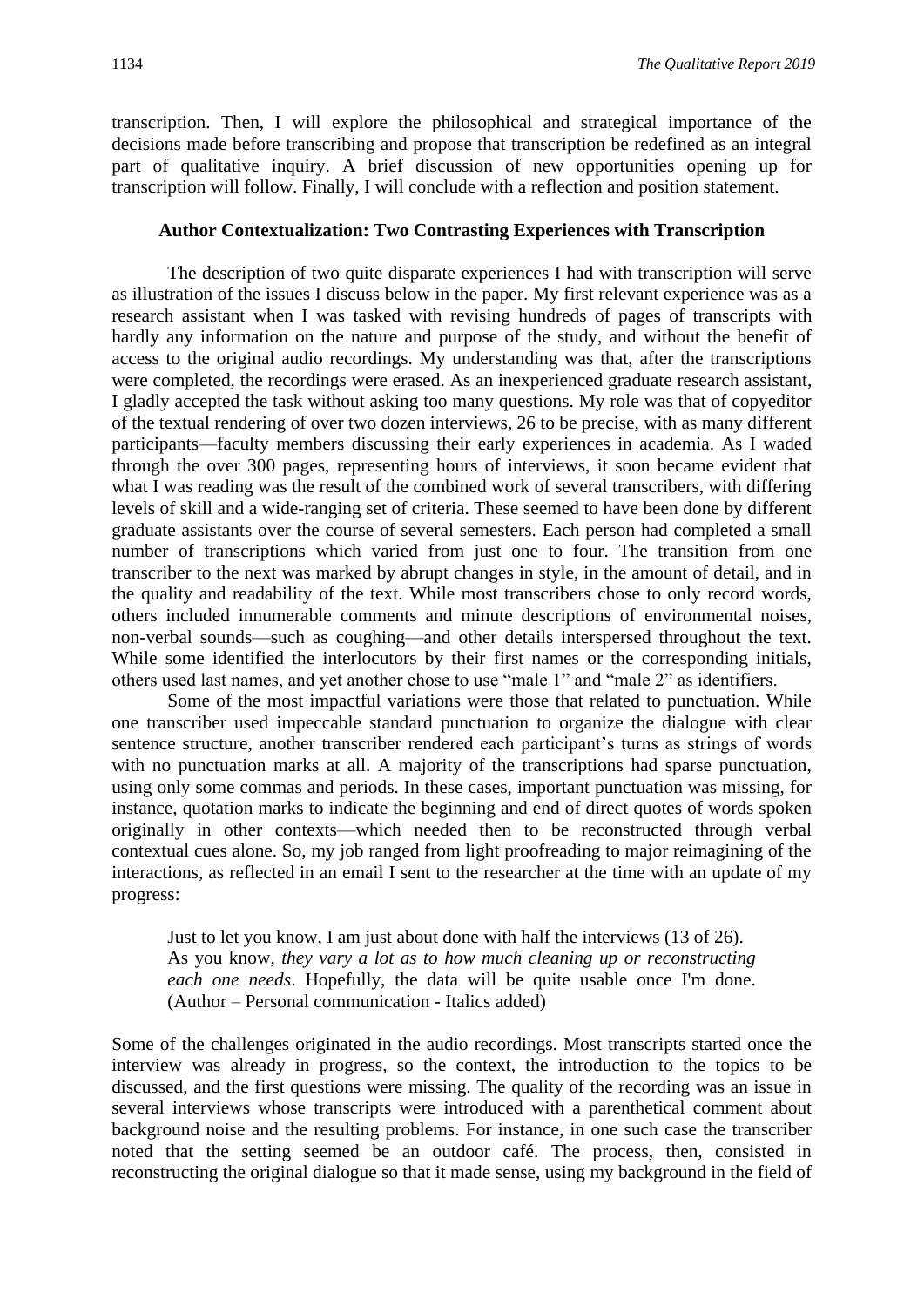transcription. Then, I will explore the philosophical and strategical importance of the decisions made before transcribing and propose that transcription be redefined as an integral part of qualitative inquiry. A brief discussion of new opportunities opening up for transcription will follow. Finally, I will conclude with a reflection and position statement.

## Author Contextualization: Two Contrasting Experiences with Transcription

The description of two quite disparate experiences I had with transcription will serve as illustration of the issues I discuss below in the paper. My first relevant experience was as a research assistant when I was tasked with revising hundreds of pages of transcripts with hardly any information on the nature and purpose of the study, and without the benefit of access to the original audio recordings. My understanding was that, after the transcriptions were completed, the recordings were erased. As an inexperienced graduate research assistant, I gladly accepted the task without asking too many questions. My role was that of copyeditor of the textual rendering of over two dozen interviews, 26 to be precise, with as many different participants—faculty members discussing their early experiences in academia. As I waded through the over 300 pages, representing hours of interviews, it soon became evident that what I was reading was the result of the combined work of several transcribers, with differing levels of skill and a wide-ranging set of criteria. These seemed to have been done by different graduate assistants over the course of several semesters. Each person had completed a small number of transcriptions which varied from just one to four. The transition from one transcriber to the next was marked by abrupt changes in style, in the amount of detail, and in the quality and readability of the text. While most transcribers chose to only record words, others included innumerable comments and minute descriptions of environmental noises, non-verbal sounds—such as coughing—and other details interspersed throughout the text. While some identified the interlocutors by their first names or the corresponding initials, others used last names, and yet another chose to use "male 1" and "male 2" as identifiers.

Some of the most impactful variations were those that related to punctuation. While one transcriber used impeccable standard punctuation to organize the dialogue with clear sentence structure, another transcriber rendered each participant's turns as strings of words with no punctuation marks at all. A majority of the transcriptions had sparse punctuation, using only some commas and periods. In these cases, important punctuation was missing, for instance, quotation marks to indicate the beginning and end of direct quotes of words spoken originally in other contexts—which needed then to be reconstructed through verbal contextual cues alone. So, my job ranged from light proofreading to major reimagining of the interactions, as reflected in an email I sent to the researcher at the time with an update of my progress:

> Just to let you know, I am just about done with half the interviews (13 of 26). As you know, *they vary a lot as to how much cleaning up or reconstructing each one needs*. Hopefully, the data will be quite usable once I'm done. (Author – Personal communication - Italics added)

Some of the challenges originated in the audio recordings. Most transcripts started once the interview was already in progress, so the context, the introduction to the topics to be discussed, and the first questions were missing. The quality of the recording was an issue in several interviews whose transcripts were introduced with a parenthetical comment about background noise and the resulting problems. For instance, in one such case the transcriber noted that the setting seemed be an outdoor café. The process, then, consisted in reconstructing the original dialogue so that it made sense, using my background in the field of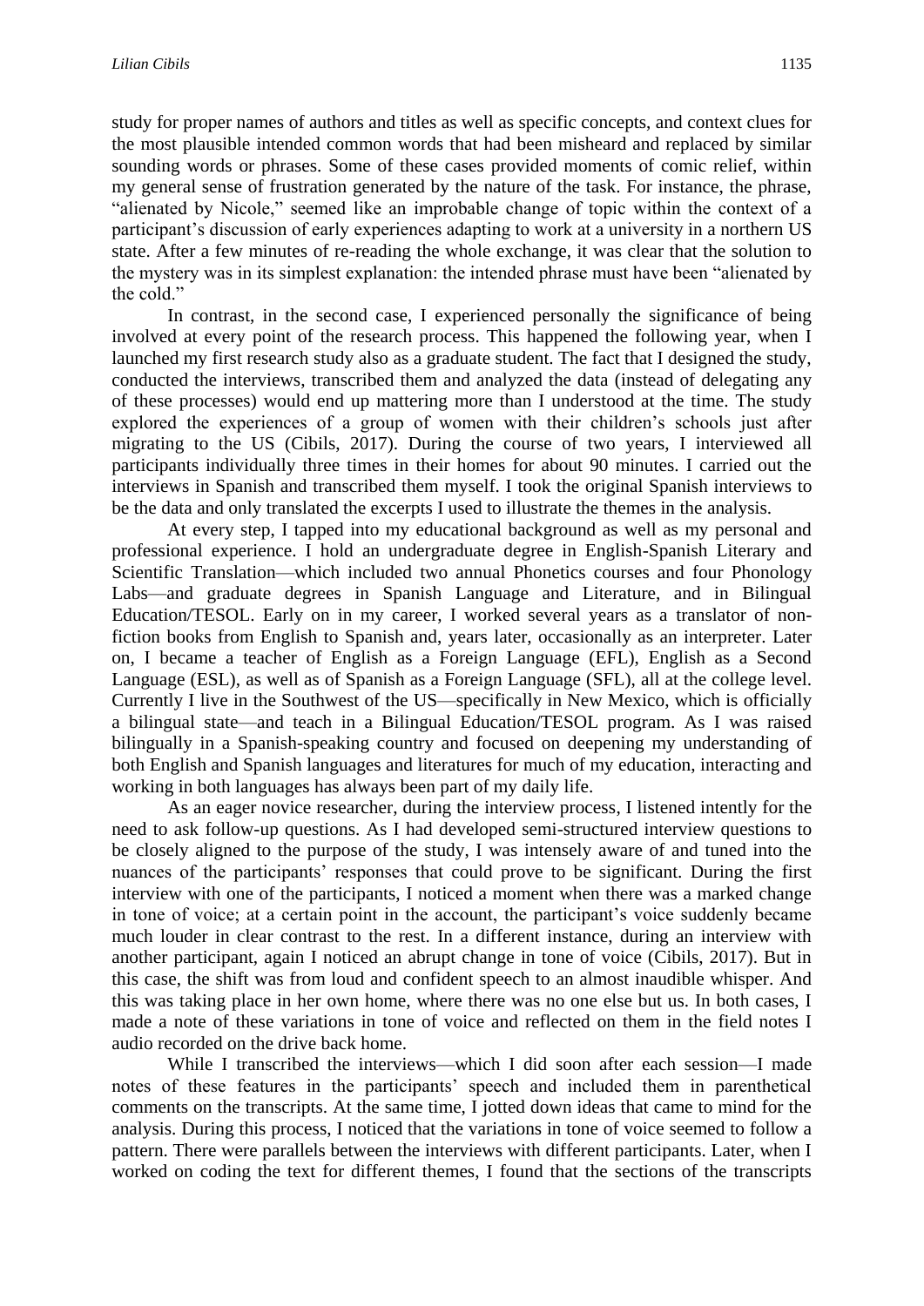study for proper names of authors and titles as well as specific concepts, and context clues for the most plausible intended common words that had been misheard and replaced by similar sounding words or phrases. Some of these cases provided moments of comic relief, within my general sense of frustration generated by the nature of the task. For instance, the phrase, "alienated by Nicole," seemed like an improbable change of topic within the context of a participant's discussion of early experiences adapting to work at a university in a northern US state. After a few minutes of re-reading the whole exchange, it was clear that the solution to the mystery was in its simplest explanation: the intended phrase must have been "alienated by the cold."

In contrast, in the second case, I experienced personally the significance of being involved at every point of the research process. This happened the following year, when I launched my first research study also as a graduate student. The fact that I designed the study, conducted the interviews, transcribed them and analyzed the data (instead of delegating any of these processes) would end up mattering more than I understood at the time. The study explored the experiences of a group of women with their children's schools just after migrating to the US (Cibils, 2017). During the course of two years, I interviewed all participants individually three times in their homes for about 90 minutes. I carried out the interviews in Spanish and transcribed them myself. I took the original Spanish interviews to be the data and only translated the excerpts I used to illustrate the themes in the analysis.

At every step, I tapped into my educational background as well as my personal and professional experience. I hold an undergraduate degree in English-Spanish Literary and Scientific Translation—which included two annual Phonetics courses and four Phonology Labs—and graduate degrees in Spanish Language and Literature, and in Bilingual Education/TESOL. Early on in my career, I worked several years as a translator of non-fiction books from English to Spanish and, years later, occasionally as an interpreter. Later on, I became a teacher of English as a Foreign Language (EFL), English as a Second Language (ESL), as well as of Spanish as a Foreign Language (SFL), all at the college level. Currently I live in the Southwest of the US—specifically in New Mexico, which is officially a bilingual state—and teach in a Bilingual Education/TESOL program. As I was raised bilingually in a Spanish-speaking country and focused on deepening my understanding of both English and Spanish languages and literatures for much of my education, interacting and working in both languages has always been part of my daily life.

As an eager novice researcher, during the interview process, I listened intently for the need to ask follow-up questions. As I had developed semi-structured interview questions to be closely aligned to the purpose of the study, I was intensely aware of and tuned into the nuances of the participants' responses that could prove to be significant. During the first interview with one of the participants, I noticed a moment when there was a marked change in tone of voice; at a certain point in the account, the participant's voice suddenly became much louder in clear contrast to the rest. In a different instance, during an interview with another participant, again I noticed an abrupt change in tone of voice (Cibils, 2017). But in this case, the shift was from loud and confident speech to an almost inaudible whisper. And this was taking place in her own home, where there was no one else but us. In both cases, I made a note of these variations in tone of voice and reflected on them in the field notes I audio recorded on the drive back home.

While I transcribed the interviews—which I did soon after each session—I made notes of these features in the participants' speech and included them in parenthetical comments on the transcripts. At the same time, I jotted down ideas that came to mind for the analysis. During this process, I noticed that the variations in tone of voice seemed to follow a pattern. There were parallels between the interviews with different participants. Later, when I worked on coding the text for different themes, I found that the sections of the transcripts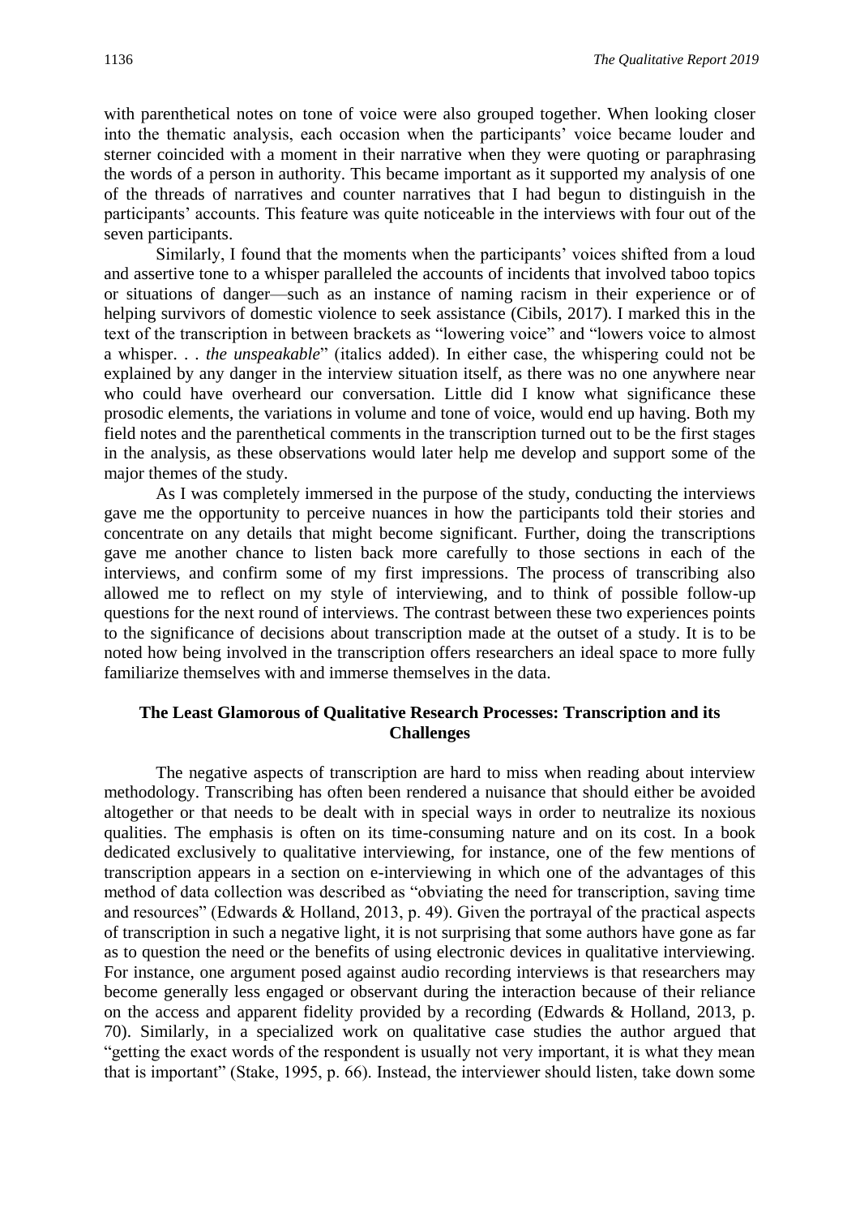with parenthetical notes on tone of voice were also grouped together. When looking closer into the thematic analysis, each occasion when the participants' voice became louder and sterner coincided with a moment in their narrative when they were quoting or paraphrasing the words of a person in authority. This became important as it supported my analysis of one of the threads of narratives and counter narratives that I had begun to distinguish in the participants' accounts. This feature was quite noticeable in the interviews with four out of the seven participants.

Similarly, I found that the moments when the participants' voices shifted from a loud and assertive tone to a whisper paralleled the accounts of incidents that involved taboo topics or situations of danger—such as an instance of naming racism in their experience or of helping survivors of domestic violence to seek assistance (Cibils, 2017). I marked this in the text of the transcription in between brackets as "lowering voice" and "lowers voice to almost a whisper. . . *the unspeakable*" (italics added). In either case, the whispering could not be explained by any danger in the interview situation itself, as there was no one anywhere near who could have overheard our conversation. Little did I know what significance these prosodic elements, the variations in volume and tone of voice, would end up having. Both my field notes and the parenthetical comments in the transcription turned out to be the first stages in the analysis, as these observations would later help me develop and support some of the major themes of the study.

As I was completely immersed in the purpose of the study, conducting the interviews gave me the opportunity to perceive nuances in how the participants told their stories and concentrate on any details that might become significant. Further, doing the transcriptions gave me another chance to listen back more carefully to those sections in each of the interviews, and confirm some of my first impressions. The process of transcribing also allowed me to reflect on my style of interviewing, and to think of possible follow-up questions for the next round of interviews. The contrast between these two experiences points to the significance of decisions about transcription made at the outset of a study. It is to be noted how being involved in the transcription offers researchers an ideal space to more fully familiarize themselves with and immerse themselves in the data.

## The Least Glamorous of Qualitative Research Processes: Transcription and its Challenges

The negative aspects of transcription are hard to miss when reading about interview methodology. Transcribing has often been rendered a nuisance that should either be avoided altogether or that needs to be dealt with in special ways in order to neutralize its noxious qualities. The emphasis is often on its time-consuming nature and on its cost. In a book dedicated exclusively to qualitative interviewing, for instance, one of the few mentions of transcription appears in a section on e-interviewing in which one of the advantages of this method of data collection was described as "obviating the need for transcription, saving time and resources" (Edwards & Holland, 2013, p. 49). Given the portrayal of the practical aspects of transcription in such a negative light, it is not surprising that some authors have gone as far as to question the need or the benefits of using electronic devices in qualitative interviewing. For instance, one argument posed against audio recording interviews is that researchers may become generally less engaged or observant during the interaction because of their reliance on the access and apparent fidelity provided by a recording (Edwards & Holland, 2013, p. 70). Similarly, in a specialized work on qualitative case studies the author argued that "getting the exact words of the respondent is usually not very important, it is what they mean that is important" (Stake, 1995, p. 66). Instead, the interviewer should listen, take down some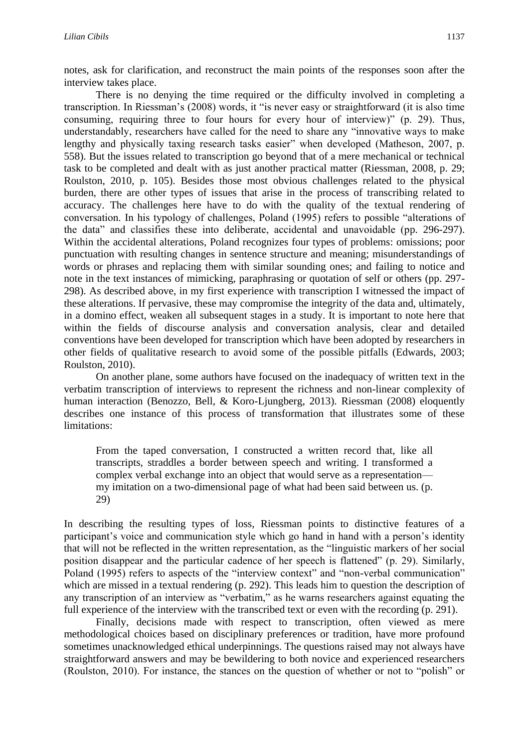notes, ask for clarification, and reconstruct the main points of the responses soon after the interview takes place.

There is no denying the time required or the difficulty involved in completing a transcription. In Riessman's (2008) words, it "is never easy or straightforward (it is also time consuming, requiring three to four hours for every hour of interview)" (p. 29). Thus, understandably, researchers have called for the need to share any "innovative ways to make lengthy and physically taxing research tasks easier" when developed (Matheson, 2007, p. 558). But the issues related to transcription go beyond that of a mere mechanical or technical task to be completed and dealt with as just another practical matter (Riessman, 2008, p. 29; Roulston, 2010, p. 105). Besides those most obvious challenges related to the physical burden, there are other types of issues that arise in the process of transcribing related to accuracy. The challenges here have to do with the quality of the textual rendering of conversation. In his typology of challenges, Poland (1995) refers to possible "alterations of the data" and classifies these into deliberate, accidental and unavoidable (pp. 296-297). Within the accidental alterations, Poland recognizes four types of problems: omissions; poor punctuation with resulting changes in sentence structure and meaning; misunderstandings of words or phrases and replacing them with similar sounding ones; and failing to notice and note in the text instances of mimicking, paraphrasing or quotation of self or others (pp. 297-298). As described above, in my first experience with transcription I witnessed the impact of these alterations. If pervasive, these may compromise the integrity of the data and, ultimately, in a domino effect, weaken all subsequent stages in a study. It is important to note here that within the fields of discourse analysis and conversation analysis, clear and detailed conventions have been developed for transcription which have been adopted by researchers in other fields of qualitative research to avoid some of the possible pitfalls (Edwards, 2003; Roulston, 2010).

On another plane, some authors have focused on the inadequacy of written text in the verbatim transcription of interviews to represent the richness and non-linear complexity of human interaction (Benozzo, Bell, & Koro-Ljungberg, 2013). Riessman (2008) eloquently describes one instance of this process of transformation that illustrates some of these limitations:

> From the taped conversation, I constructed a written record that, like all transcripts, straddles a border between speech and writing. I transformed a complex verbal exchange into an object that would serve as a representation—my imitation on a two-dimensional page of what had been said between us. (p. 29)

In describing the resulting types of loss, Riessman points to distinctive features of a participant's voice and communication style which go hand in hand with a person's identity that will not be reflected in the written representation, as the "linguistic markers of her social position disappear and the particular cadence of her speech is flattened" (p. 29). Similarly, Poland (1995) refers to aspects of the "interview context" and "non-verbal communication" which are missed in a textual rendering (p. 292). This leads him to question the description of any transcription of an interview as "verbatim," as he warns researchers against equating the full experience of the interview with the transcribed text or even with the recording (p. 291).

Finally, decisions made with respect to transcription, often viewed as mere methodological choices based on disciplinary preferences or tradition, have more profound sometimes unacknowledged ethical underpinnings. The questions raised may not always have straightforward answers and may be bewildering to both novice and experienced researchers (Roulston, 2010). For instance, the stances on the question of whether or not to "polish" or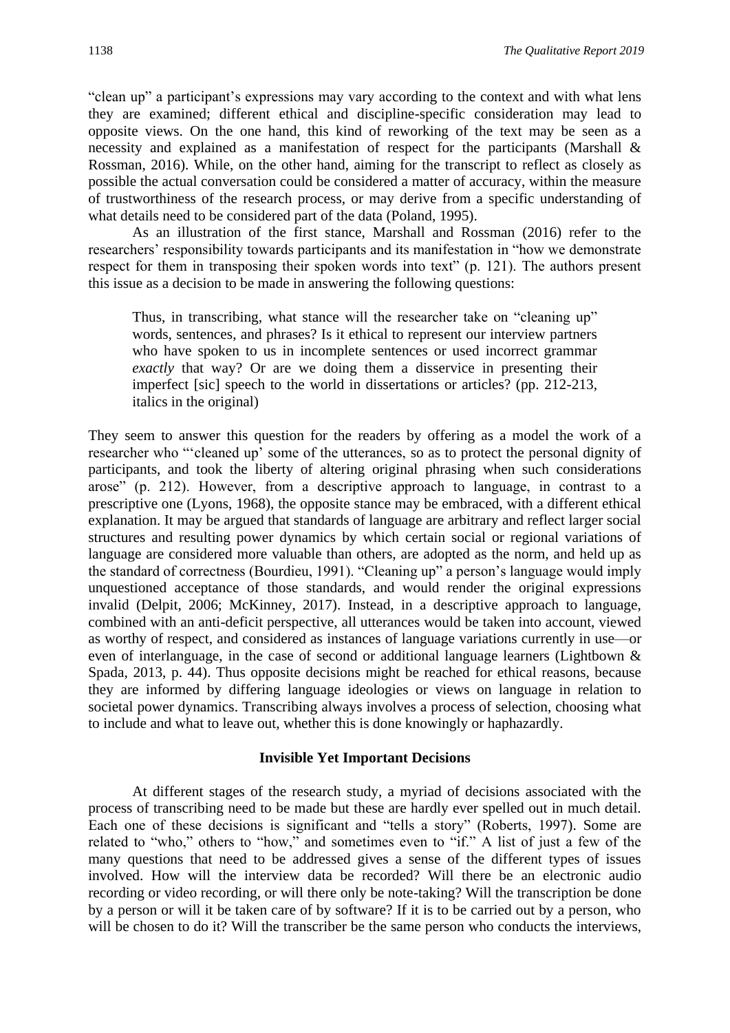"clean up" a participant's expressions may vary according to the context and with what lens they are examined; different ethical and discipline-specific consideration may lead to opposite views. On the one hand, this kind of reworking of the text may be seen as a necessity and explained as a manifestation of respect for the participants (Marshall & Rossman, 2016). While, on the other hand, aiming for the transcript to reflect as closely as possible the actual conversation could be considered a matter of accuracy, within the measure of trustworthiness of the research process, or may derive from a specific understanding of what details need to be considered part of the data (Poland, 1995).

As an illustration of the first stance, Marshall and Rossman (2016) refer to the researchers' responsibility towards participants and its manifestation in "how we demonstrate respect for them in transposing their spoken words into text" (p. 121). The authors present this issue as a decision to be made in answering the following questions:

> Thus, in transcribing, what stance will the researcher take on "cleaning up" words, sentences, and phrases? Is it ethical to represent our interview partners who have spoken to us in incomplete sentences or used incorrect grammar *exactly* that way? Or are we doing them a disservice in presenting their imperfect [sic] speech to the world in dissertations or articles? (pp. 212-213, italics in the original)

They seem to answer this question for the readers by offering as a model the work of a researcher who "'cleaned up' some of the utterances, so as to protect the personal dignity of participants, and took the liberty of altering original phrasing when such considerations arose" (p. 212). However, from a descriptive approach to language, in contrast to a prescriptive one (Lyons, 1968), the opposite stance may be embraced, with a different ethical explanation. It may be argued that standards of language are arbitrary and reflect larger social structures and resulting power dynamics by which certain social or regional variations of language are considered more valuable than others, are adopted as the norm, and held up as the standard of correctness (Bourdieu, 1991). "Cleaning up" a person's language would imply unquestioned acceptance of those standards, and would render the original expressions invalid (Delpit, 2006; McKinney, 2017). Instead, in a descriptive approach to language, combined with an anti-deficit perspective, all utterances would be taken into account, viewed as worthy of respect, and considered as instances of language variations currently in use—or even of interlanguage, in the case of second or additional language learners (Lightbown & Spada, 2013, p. 44). Thus opposite decisions might be reached for ethical reasons, because they are informed by differing language ideologies or views on language in relation to societal power dynamics. Transcribing always involves a process of selection, choosing what to include and what to leave out, whether this is done knowingly or haphazardly.

## Invisible Yet Important Decisions

At different stages of the research study, a myriad of decisions associated with the process of transcribing need to be made but these are hardly ever spelled out in much detail. Each one of these decisions is significant and "tells a story" (Roberts, 1997). Some are related to "who," others to "how," and sometimes even to "if." A list of just a few of the many questions that need to be addressed gives a sense of the different types of issues involved. How will the interview data be recorded? Will there be an electronic audio recording or video recording, or will there only be note-taking? Will the transcription be done by a person or will it be taken care of by software? If it is to be carried out by a person, who will be chosen to do it? Will the transcriber be the same person who conducts the interviews,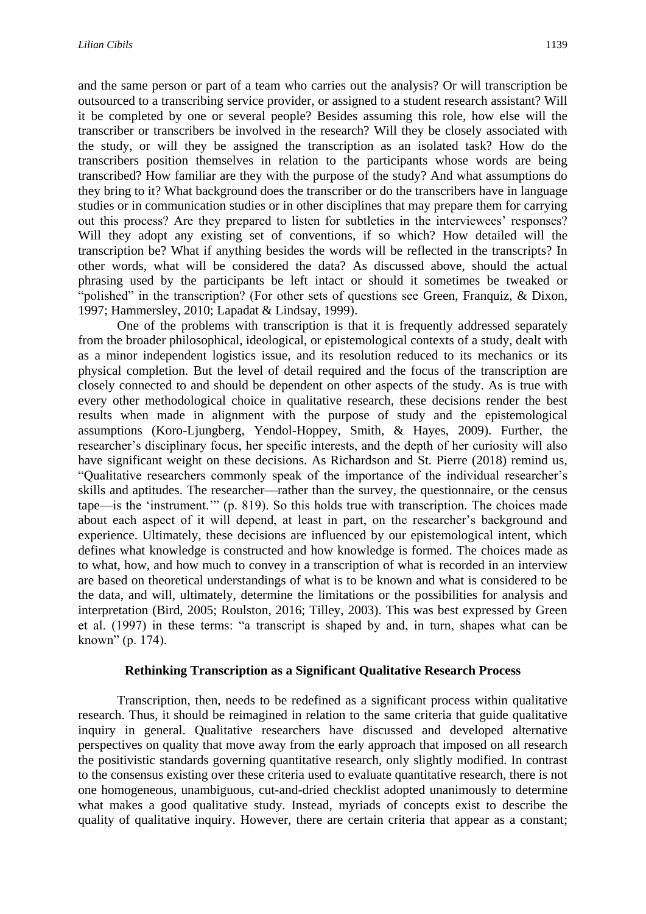and the same person or part of a team who carries out the analysis? Or will transcription be outsourced to a transcribing service provider, or assigned to a student research assistant? Will it be completed by one or several people? Besides assuming this role, how else will the transcriber or transcribers be involved in the research? Will they be closely associated with the study, or will they be assigned the transcription as an isolated task? How do the transcribers position themselves in relation to the participants whose words are being transcribed? How familiar are they with the purpose of the study? And what assumptions do they bring to it? What background does the transcriber or do the transcribers have in language studies or in communication studies or in other disciplines that may prepare them for carrying out this process? Are they prepared to listen for subtleties in the interviewees' responses? Will they adopt any existing set of conventions, if so which? How detailed will the transcription be? What if anything besides the words will be reflected in the transcripts? In other words, what will be considered the data? As discussed above, should the actual phrasing used by the participants be left intact or should it sometimes be tweaked or "polished" in the transcription? (For other sets of questions see Green, Franquiz, & Dixon, 1997; Hammersley, 2010; Lapadat & Lindsay, 1999).

One of the problems with transcription is that it is frequently addressed separately from the broader philosophical, ideological, or epistemological contexts of a study, dealt with as a minor independent logistics issue, and its resolution reduced to its mechanics or its physical completion. But the level of detail required and the focus of the transcription are closely connected to and should be dependent on other aspects of the study. As is true with every other methodological choice in qualitative research, these decisions render the best results when made in alignment with the purpose of study and the epistemological assumptions (Koro-Ljungberg, Yendol-Hoppey, Smith, & Hayes, 2009). Further, the researcher's disciplinary focus, her specific interests, and the depth of her curiosity will also have significant weight on these decisions. As Richardson and St. Pierre (2018) remind us, "Qualitative researchers commonly speak of the importance of the individual researcher's skills and aptitudes. The researcher—rather than the survey, the questionnaire, or the census tape—is the 'instrument.'" (p. 819). So this holds true with transcription. The choices made about each aspect of it will depend, at least in part, on the researcher's background and experience. Ultimately, these decisions are influenced by our epistemological intent, which defines what knowledge is constructed and how knowledge is formed. The choices made as to what, how, and how much to convey in a transcription of what is recorded in an interview are based on theoretical understandings of what is to be known and what is considered to be the data, and will, ultimately, determine the limitations or the possibilities for analysis and interpretation (Bird, 2005; Roulston, 2016; Tilley, 2003). This was best expressed by Green et al. (1997) in these terms: "a transcript is shaped by and, in turn, shapes what can be known" (p. 174).

## Rethinking Transcription as a Significant Qualitative Research Process

Transcription, then, needs to be redefined as a significant process within qualitative research. Thus, it should be reimagined in relation to the same criteria that guide qualitative inquiry in general. Qualitative researchers have discussed and developed alternative perspectives on quality that move away from the early approach that imposed on all research the positivistic standards governing quantitative research, only slightly modified. In contrast to the consensus existing over these criteria used to evaluate quantitative research, there is not one homogeneous, unambiguous, cut-and-dried checklist adopted unanimously to determine what makes a good qualitative study. Instead, myriads of concepts exist to describe the quality of qualitative inquiry. However, there are certain criteria that appear as a constant;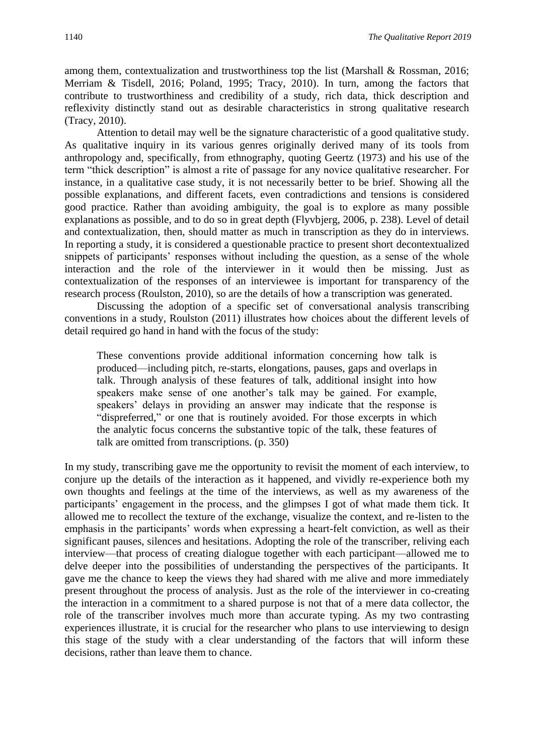among them, contextualization and trustworthiness top the list (Marshall & Rossman, 2016; Merriam & Tisdell, 2016; Poland, 1995; Tracy, 2010). In turn, among the factors that contribute to trustworthiness and credibility of a study, rich data, thick description and reflexivity distinctly stand out as desirable characteristics in strong qualitative research (Tracy, 2010).

Attention to detail may well be the signature characteristic of a good qualitative study. As qualitative inquiry in its various genres originally derived many of its tools from anthropology and, specifically, from ethnography, quoting Geertz (1973) and his use of the term "thick description" is almost a rite of passage for any novice qualitative researcher. For instance, in a qualitative case study, it is not necessarily better to be brief. Showing all the possible explanations, and different facets, even contradictions and tensions is considered good practice. Rather than avoiding ambiguity, the goal is to explore as many possible explanations as possible, and to do so in great depth (Flyvbjerg, 2006, p. 238). Level of detail and contextualization, then, should matter as much in transcription as they do in interviews. In reporting a study, it is considered a questionable practice to present short decontextualized snippets of participants' responses without including the question, as a sense of the whole interaction and the role of the interviewer in it would then be missing. Just as contextualization of the responses of an interviewee is important for transparency of the research process (Roulston, 2010), so are the details of how a transcription was generated.

Discussing the adoption of a specific set of conversational analysis transcribing conventions in a study, Roulston (2011) illustrates how choices about the different levels of detail required go hand in hand with the focus of the study:

> These conventions provide additional information concerning how talk is produced—including pitch, re-starts, elongations, pauses, gaps and overlaps in talk. Through analysis of these features of talk, additional insight into how speakers make sense of one another's talk may be gained. For example, speakers' delays in providing an answer may indicate that the response is "dispreferred," or one that is routinely avoided. For those excerpts in which the analytic focus concerns the substantive topic of the talk, these features of talk are omitted from transcriptions. (p. 350)

In my study, transcribing gave me the opportunity to revisit the moment of each interview, to conjure up the details of the interaction as it happened, and vividly re-experience both my own thoughts and feelings at the time of the interviews, as well as my awareness of the participants' engagement in the process, and the glimpses I got of what made them tick. It allowed me to recollect the texture of the exchange, visualize the context, and re-listen to the emphasis in the participants' words when expressing a heart-felt conviction, as well as their significant pauses, silences and hesitations. Adopting the role of the transcriber, reliving each interview—that process of creating dialogue together with each participant—allowed me to delve deeper into the possibilities of understanding the perspectives of the participants. It gave me the chance to keep the views they had shared with me alive and more immediately present throughout the process of analysis. Just as the role of the interviewer in co-creating the interaction in a commitment to a shared purpose is not that of a mere data collector, the role of the transcriber involves much more than accurate typing. As my two contrasting experiences illustrate, it is crucial for the researcher who plans to use interviewing to design this stage of the study with a clear understanding of the factors that will inform these decisions, rather than leave them to chance.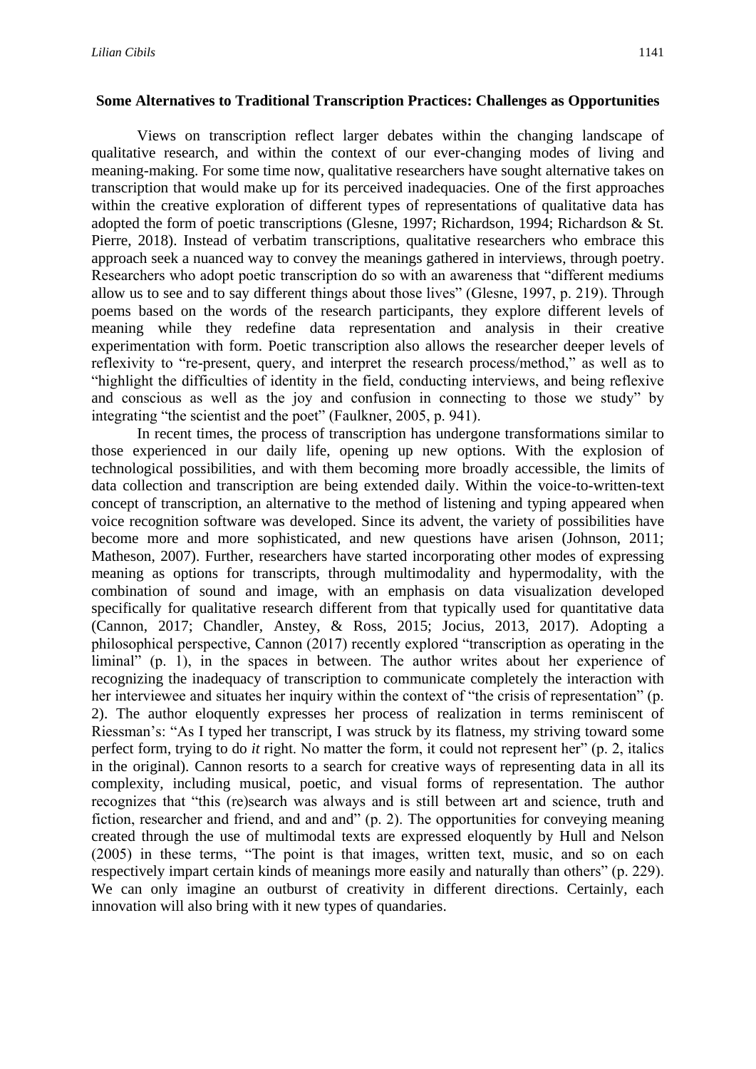## Some Alternatives to Traditional Transcription Practices: Challenges as Opportunities

Views on transcription reflect larger debates within the changing landscape of qualitative research, and within the context of our ever-changing modes of living and meaning-making. For some time now, qualitative researchers have sought alternative takes on transcription that would make up for its perceived inadequacies. One of the first approaches within the creative exploration of different types of representations of qualitative data has adopted the form of poetic transcriptions (Glesne, 1997; Richardson, 1994; Richardson & St. Pierre, 2018). Instead of verbatim transcriptions, qualitative researchers who embrace this approach seek a nuanced way to convey the meanings gathered in interviews, through poetry. Researchers who adopt poetic transcription do so with an awareness that "different mediums allow us to see and to say different things about those lives" (Glesne, 1997, p. 219). Through poems based on the words of the research participants, they explore different levels of meaning while they redefine data representation and analysis in their creative experimentation with form. Poetic transcription also allows the researcher deeper levels of reflexivity to "re-present, query, and interpret the research process/method," as well as to "highlight the difficulties of identity in the field, conducting interviews, and being reflexive and conscious as well as the joy and confusion in connecting to those we study" by integrating "the scientist and the poet" (Faulkner, 2005, p. 941).

In recent times, the process of transcription has undergone transformations similar to those experienced in our daily life, opening up new options. With the explosion of technological possibilities, and with them becoming more broadly accessible, the limits of data collection and transcription are being extended daily. Within the voice-to-written-text concept of transcription, an alternative to the method of listening and typing appeared when voice recognition software was developed. Since its advent, the variety of possibilities have become more and more sophisticated, and new questions have arisen (Johnson, 2011; Matheson, 2007). Further, researchers have started incorporating other modes of expressing meaning as options for transcripts, through multimodality and hypermodality, with the combination of sound and image, with an emphasis on data visualization developed specifically for qualitative research different from that typically used for quantitative data (Cannon, 2017; Chandler, Anstey, & Ross, 2015; Jocius, 2013, 2017). Adopting a philosophical perspective, Cannon (2017) recently explored "transcription as operating in the liminal" (p. 1), in the spaces in between. The author writes about her experience of recognizing the inadequacy of transcription to communicate completely the interaction with her interviewee and situates her inquiry within the context of "the crisis of representation" (p. 2). The author eloquently expresses her process of realization in terms reminiscent of Riessman's: "As I typed her transcript, I was struck by its flatness, my striving toward some perfect form, trying to do *it* right. No matter the form, it could not represent her" (p. 2, italics in the original). Cannon resorts to a search for creative ways of representing data in all its complexity, including musical, poetic, and visual forms of representation. The author recognizes that "this (re)search was always and is still between art and science, truth and fiction, researcher and friend, and and and" (p. 2). The opportunities for conveying meaning created through the use of multimodal texts are expressed eloquently by Hull and Nelson (2005) in these terms, "The point is that images, written text, music, and so on each respectively impart certain kinds of meanings more easily and naturally than others" (p. 229). We can only imagine an outburst of creativity in different directions. Certainly, each innovation will also bring with it new types of quandaries.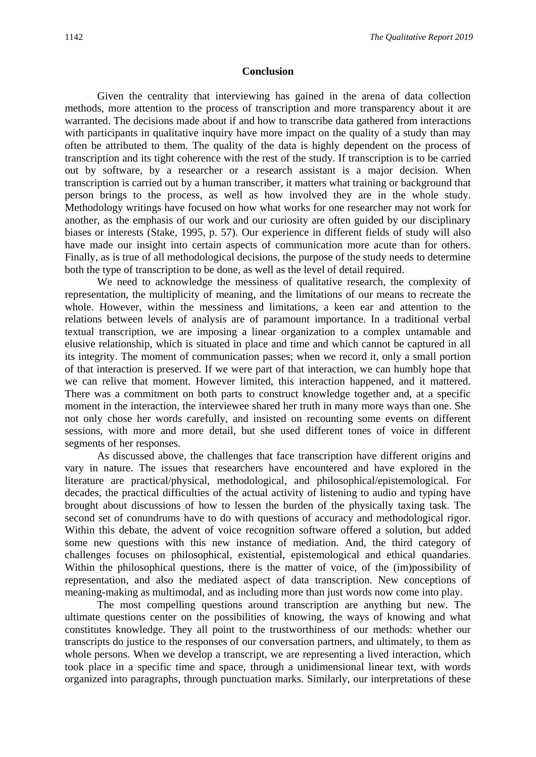## Conclusion

Given the centrality that interviewing has gained in the arena of data collection methods, more attention to the process of transcription and more transparency about it are warranted. The decisions made about if and how to transcribe data gathered from interactions with participants in qualitative inquiry have more impact on the quality of a study than may often be attributed to them. The quality of the data is highly dependent on the process of transcription and its tight coherence with the rest of the study. If transcription is to be carried out by software, by a researcher or a research assistant is a major decision. When transcription is carried out by a human transcriber, it matters what training or background that person brings to the process, as well as how involved they are in the whole study. Methodology writings have focused on how what works for one researcher may not work for another, as the emphasis of our work and our curiosity are often guided by our disciplinary biases or interests (Stake, 1995, p. 57). Our experience in different fields of study will also have made our insight into certain aspects of communication more acute than for others. Finally, as is true of all methodological decisions, the purpose of the study needs to determine both the type of transcription to be done, as well as the level of detail required.

We need to acknowledge the messiness of qualitative research, the complexity of representation, the multiplicity of meaning, and the limitations of our means to recreate the whole. However, within the messiness and limitations, a keen ear and attention to the relations between levels of analysis are of paramount importance. In a traditional verbal textual transcription, we are imposing a linear organization to a complex untamable and elusive relationship, which is situated in place and time and which cannot be captured in all its integrity. The moment of communication passes; when we record it, only a small portion of that interaction is preserved. If we were part of that interaction, we can humbly hope that we can relive that moment. However limited, this interaction happened, and it mattered. There was a commitment on both parts to construct knowledge together and, at a specific moment in the interaction, the interviewee shared her truth in many more ways than one. She not only chose her words carefully, and insisted on recounting some events on different sessions, with more and more detail, but she used different tones of voice in different segments of her responses.

As discussed above, the challenges that face transcription have different origins and vary in nature. The issues that researchers have encountered and have explored in the literature are practical/physical, methodological, and philosophical/epistemological. For decades, the practical difficulties of the actual activity of listening to audio and typing have brought about discussions of how to lessen the burden of the physically taxing task. The second set of conundrums have to do with questions of accuracy and methodological rigor. Within this debate, the advent of voice recognition software offered a solution, but added some new questions with this new instance of mediation. And, the third category of challenges focuses on philosophical, existential, epistemological and ethical quandaries. Within the philosophical questions, there is the matter of voice, of the (im)possibility of representation, and also the mediated aspect of data transcription. New conceptions of meaning-making as multimodal, and as including more than just words now come into play.

The most compelling questions around transcription are anything but new. The ultimate questions center on the possibilities of knowing, the ways of knowing and what constitutes knowledge. They all point to the trustworthiness of our methods: whether our transcripts do justice to the responses of our conversation partners, and ultimately, to them as whole persons. When we develop a transcript, we are representing a lived interaction, which took place in a specific time and space, through a unidimensional linear text, with words organized into paragraphs, through punctuation marks. Similarly, our interpretations of these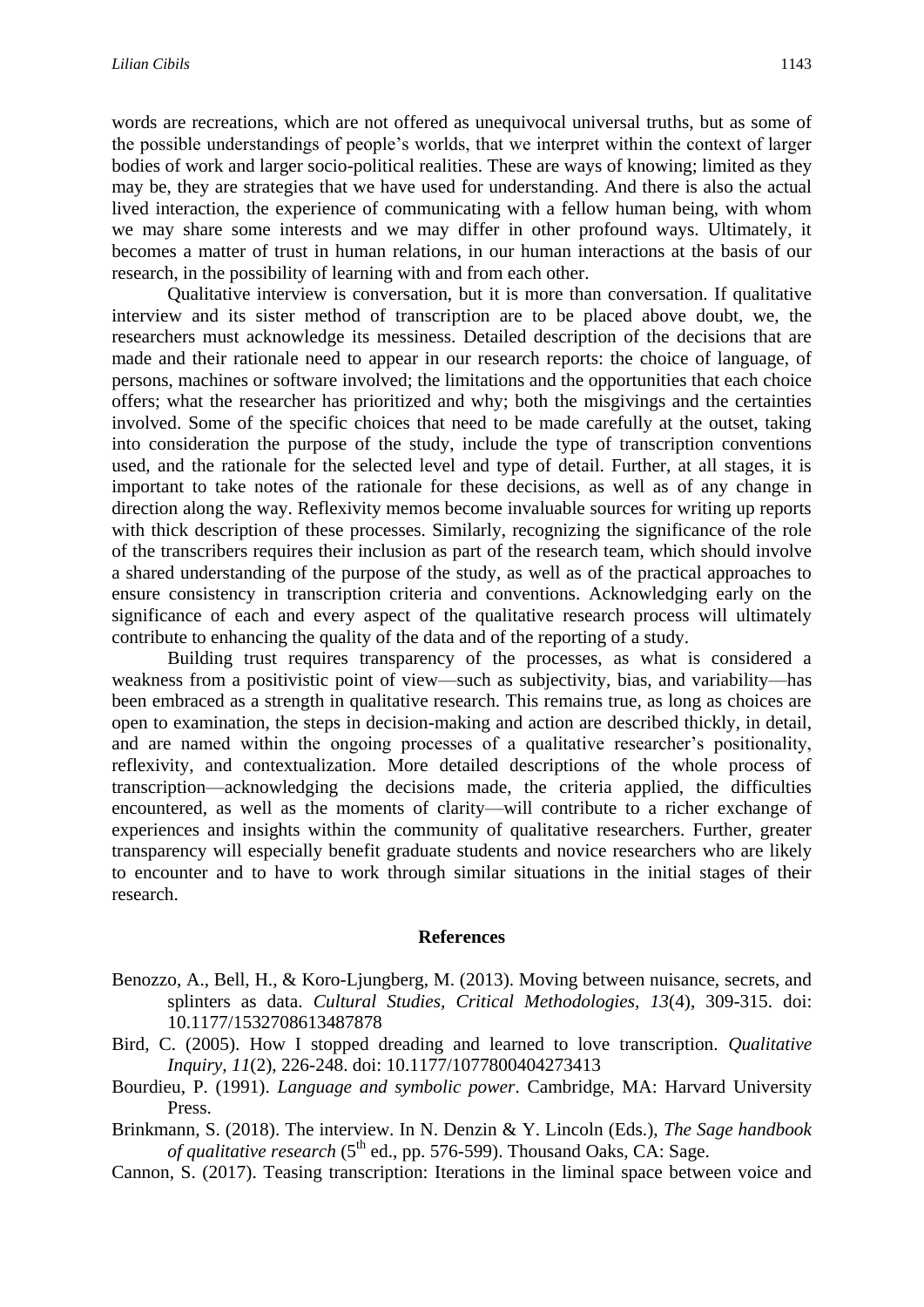words are recreations, which are not offered as unequivocal universal truths, but as some of the possible understandings of people's worlds, that we interpret within the context of larger bodies of work and larger socio-political realities. These are ways of knowing; limited as they may be, they are strategies that we have used for understanding. And there is also the actual lived interaction, the experience of communicating with a fellow human being, with whom we may share some interests and we may differ in other profound ways. Ultimately, it becomes a matter of trust in human relations, in our human interactions at the basis of our research, in the possibility of learning with and from each other.

Qualitative interview is conversation, but it is more than conversation. If qualitative interview and its sister method of transcription are to be placed above doubt, we, the researchers must acknowledge its messiness. Detailed description of the decisions that are made and their rationale need to appear in our research reports: the choice of language, of persons, machines or software involved; the limitations and the opportunities that each choice offers; what the researcher has prioritized and why; both the misgivings and the certainties involved. Some of the specific choices that need to be made carefully at the outset, taking into consideration the purpose of the study, include the type of transcription conventions used, and the rationale for the selected level and type of detail. Further, at all stages, it is important to take notes of the rationale for these decisions, as well as of any change in direction along the way. Reflexivity memos become invaluable sources for writing up reports with thick description of these processes. Similarly, recognizing the significance of the role of the transcribers requires their inclusion as part of the research team, which should involve a shared understanding of the purpose of the study, as well as of the practical approaches to ensure consistency in transcription criteria and conventions. Acknowledging early on the significance of each and every aspect of the qualitative research process will ultimately contribute to enhancing the quality of the data and of the reporting of a study.

Building trust requires transparency of the processes, as what is considered a weakness from a positivistic point of view—such as subjectivity, bias, and variability—has been embraced as a strength in qualitative research. This remains true, as long as choices are open to examination, the steps in decision-making and action are described thickly, in detail, and are named within the ongoing processes of a qualitative researcher's positionality, reflexivity, and contextualization. More detailed descriptions of the whole process of transcription—acknowledging the decisions made, the criteria applied, the difficulties encountered, as well as the moments of clarity—will contribute to a richer exchange of experiences and insights within the community of qualitative researchers. Further, greater transparency will especially benefit graduate students and novice researchers who are likely to encounter and to have to work through similar situations in the initial stages of their research.

## References

Benozzo, A., Bell, H., & Koro-Ljungberg, M. (2013). Moving between nuisance, secrets, and splinters as data. *Cultural Studies, Critical Methodologies, 13*(4), 309-315. doi: 10.1177/1532708613487878

Bird, C. (2005). How I stopped dreading and learned to love transcription. *Qualitative Inquiry, 11*(2), 226-248. doi: 10.1177/1077800404273413

Bourdieu, P. (1991). *Language and symbolic power*. Cambridge, MA: Harvard University Press.

Brinkmann, S. (2018). The interview. In N. Denzin & Y. Lincoln (Eds.), *The Sage handbook of qualitative research* (5th ed., pp. 576-599). Thousand Oaks, CA: Sage.

Cannon, S. (2017). Teasing transcription: Iterations in the liminal space between voice and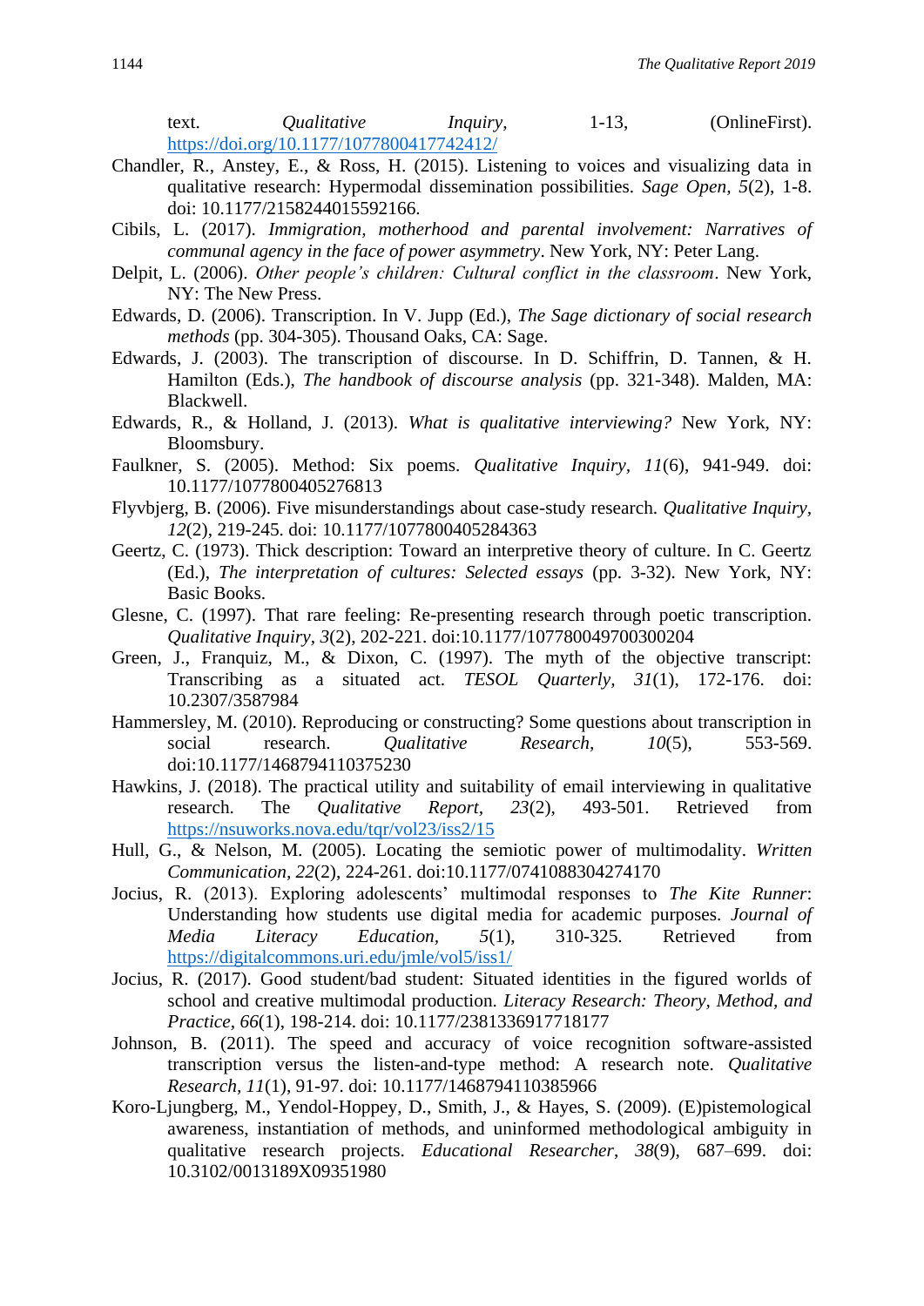text. *Qualitative Inquiry*, 1-13, (OnlineFirst). https://doi.org/10.1177/1077800417742412/

Chandler, R., Anstey, E., & Ross, H. (2015). Listening to voices and visualizing data in qualitative research: Hypermodal dissemination possibilities. *Sage Open, 5*(2), 1-8. doi: 10.1177/2158244015592166.

Cibils, L. (2017). *Immigration, motherhood and parental involvement: Narratives of communal agency in the face of power asymmetry*. New York, NY: Peter Lang.

Delpit, L. (2006). *Other people's children: Cultural conflict in the classroom*. New York, NY: The New Press.

Edwards, D. (2006). Transcription. In V. Jupp (Ed.), *The Sage dictionary of social research methods* (pp. 304-305). Thousand Oaks, CA: Sage.

Edwards, J. (2003). The transcription of discourse. In D. Schiffrin, D. Tannen, & H. Hamilton (Eds.), *The handbook of discourse analysis* (pp. 321-348). Malden, MA: Blackwell.

Edwards, R., & Holland, J. (2013). *What is qualitative interviewing?* New York, NY: Bloomsbury.

Faulkner, S. (2005). Method: Six poems. *Qualitative Inquiry, 11*(6), 941-949. doi: 10.1177/1077800405276813

Flyvbjerg, B. (2006). Five misunderstandings about case-study research. *Qualitative Inquiry, 12*(2), 219-245. doi: 10.1177/1077800405284363

Geertz, C. (1973). Thick description: Toward an interpretive theory of culture. In C. Geertz (Ed.), *The interpretation of cultures: Selected essays* (pp. 3-32). New York, NY: Basic Books.

Glesne, C. (1997). That rare feeling: Re-presenting research through poetic transcription. *Qualitative Inquiry, 3*(2), 202-221. doi:10.1177/107780049700300204

Green, J., Franquiz, M., & Dixon, C. (1997). The myth of the objective transcript: Transcribing as a situated act. *TESOL Quarterly, 31*(1), 172-176. doi: 10.2307/3587984

Hammersley, M. (2010). Reproducing or constructing? Some questions about transcription in social research. *Qualitative Research, 10*(5), 553-569. doi:10.1177/1468794110375230

Hawkins, J. (2018). The practical utility and suitability of email interviewing in qualitative research. The *Qualitative Report, 23*(2), 493-501. Retrieved from https://nsuworks.nova.edu/tqr/vol23/iss2/15

Hull, G., & Nelson, M. (2005). Locating the semiotic power of multimodality. *Written Communication, 22*(2), 224-261. doi:10.1177/0741088304274170

Jocius, R. (2013). Exploring adolescents' multimodal responses to *The Kite Runner*: Understanding how students use digital media for academic purposes. *Journal of Media Literacy Education, 5*(1), 310-325. Retrieved from https://digitalcommons.uri.edu/jmle/vol5/iss1/

Jocius, R. (2017). Good student/bad student: Situated identities in the figured worlds of school and creative multimodal production. *Literacy Research: Theory, Method, and Practice, 66*(1), 198-214. doi: 10.1177/2381336917718177

Johnson, B. (2011). The speed and accuracy of voice recognition software-assisted transcription versus the listen-and-type method: A research note. *Qualitative Research, 11*(1), 91-97. doi: 10.1177/1468794110385966

Koro-Ljungberg, M., Yendol-Hoppey, D., Smith, J., & Hayes, S. (2009). (E)pistemological awareness, instantiation of methods, and uninformed methodological ambiguity in qualitative research projects. *Educational Researcher, 38*(9), 687–699. doi: 10.3102/0013189X09351980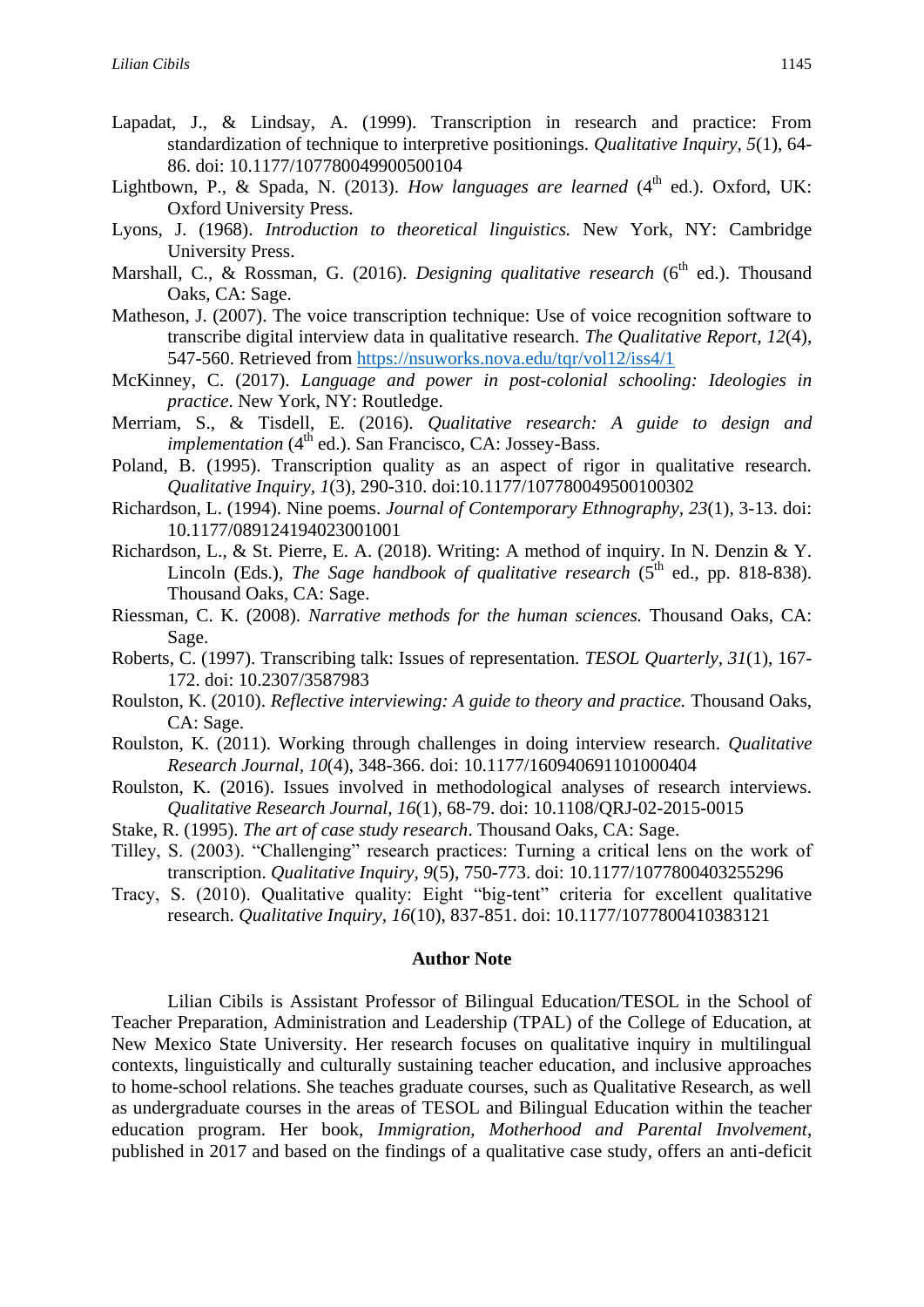Lapadat, J., & Lindsay, A. (1999). Transcription in research and practice: From standardization of technique to interpretive positionings. *Qualitative Inquiry, 5*(1), 64-86. doi: 10.1177/107780049900500104

Lightbown, P., & Spada, N. (2013). *How languages are learned* (4th ed.). Oxford, UK: Oxford University Press.

Lyons, J. (1968). *Introduction to theoretical linguistics.* New York, NY: Cambridge University Press.

Marshall, C., & Rossman, G. (2016). *Designing qualitative research* (6th ed.). Thousand Oaks, CA: Sage.

Matheson, J. (2007). The voice transcription technique: Use of voice recognition software to transcribe digital interview data in qualitative research. *The Qualitative Report, 12*(4), 547-560. Retrieved from https://nsuworks.nova.edu/tqr/vol12/iss4/1

McKinney, C. (2017). *Language and power in post-colonial schooling: Ideologies in practice*. New York, NY: Routledge.

Merriam, S., & Tisdell, E. (2016). *Qualitative research: A guide to design and implementation* (4th ed.). San Francisco, CA: Jossey-Bass.

Poland, B. (1995). Transcription quality as an aspect of rigor in qualitative research. *Qualitative Inquiry*, *1*(3), 290-310. doi:10.1177/107780049500100302

Richardson, L. (1994). Nine poems. *Journal of Contemporary Ethnography*, *23*(1), 3-13. doi: 10.1177/089124194023001001

Richardson, L., & St. Pierre, E. A. (2018). Writing: A method of inquiry. In N. Denzin & Y. Lincoln (Eds.), *The Sage handbook of qualitative research* (5th ed., pp. 818-838). Thousand Oaks, CA: Sage.

Riessman, C. K. (2008). *Narrative methods for the human sciences.* Thousand Oaks, CA: Sage.

Roberts, C. (1997). Transcribing talk: Issues of representation. *TESOL Quarterly, 31*(1), 167-172. doi: 10.2307/3587983

Roulston, K. (2010). *Reflective interviewing: A guide to theory and practice.* Thousand Oaks, CA: Sage.

Roulston, K. (2011). Working through challenges in doing interview research. *Qualitative Research Journal*, *10*(4), 348-366. doi: 10.1177/160940691101000404

Roulston, K. (2016). Issues involved in methodological analyses of research interviews. *Qualitative Research Journal, 16*(1), 68-79. doi: 10.1108/QRJ-02-2015-0015

Stake, R. (1995). *The art of case study research*. Thousand Oaks, CA: Sage.

Tilley, S. (2003). "Challenging" research practices: Turning a critical lens on the work of transcription. *Qualitative Inquiry, 9*(5), 750-773. doi: 10.1177/1077800403255296

Tracy, S. (2010). Qualitative quality: Eight "big-tent" criteria for excellent qualitative research. *Qualitative Inquiry*, *16*(10), 837-851. doi: 10.1177/1077800410383121

## Author Note

Lilian Cibils is Assistant Professor of Bilingual Education/TESOL in the School of Teacher Preparation, Administration and Leadership (TPAL) of the College of Education, at New Mexico State University. Her research focuses on qualitative inquiry in multilingual contexts, linguistically and culturally sustaining teacher education, and inclusive approaches to home-school relations. She teaches graduate courses, such as Qualitative Research, as well as undergraduate courses in the areas of TESOL and Bilingual Education within the teacher education program. Her book, *Immigration, Motherhood and Parental Involvement*, published in 2017 and based on the findings of a qualitative case study, offers an anti-deficit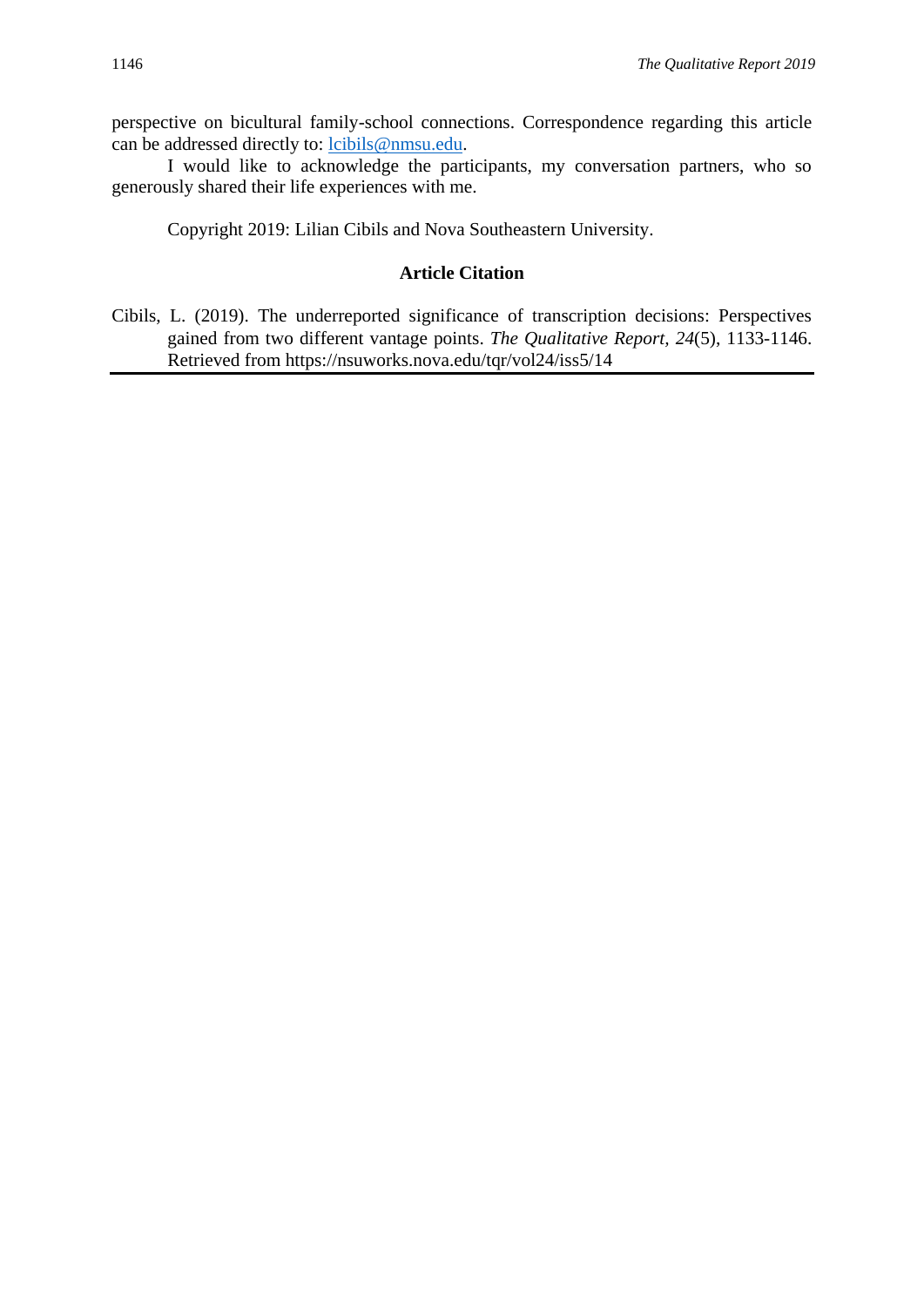perspective on bicultural family-school connections. Correspondence regarding this article can be addressed directly to: lcibils@nmsu.edu.

I would like to acknowledge the participants, my conversation partners, who so generously shared their life experiences with me.

Copyright 2019: Lilian Cibils and Nova Southeastern University.

## Article Citation

Cibils, L. (2019). The underreported significance of transcription decisions: Perspectives gained from two different vantage points. *The Qualitative Report, 24*(5), 1133-1146. Retrieved from https://nsuworks.nova.edu/tqr/vol24/iss5/14